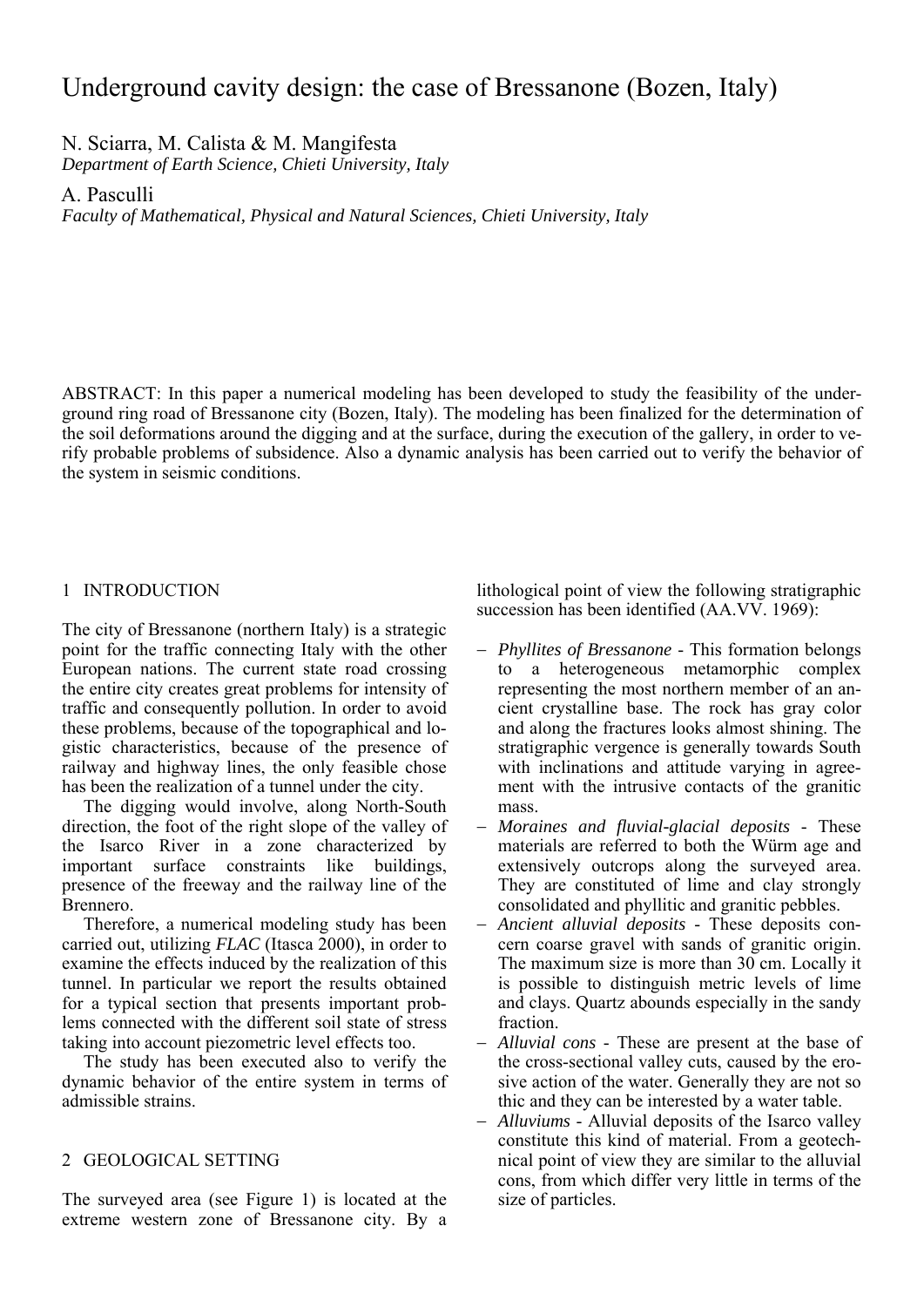# Underground cavity design: the case of Bressanone (Bozen, Italy)

N. Sciarra, M. Calista & M. Mangifesta
*Department of Earth Science, Chieti University, Italy*

A. Pasculli
*Faculty of Mathematical, Physical and Natural Sciences, Chieti University, Italy*

ABSTRACT: In this paper a numerical modeling has been developed to study the feasibility of the underground ring road of Bressanone city (Bozen, Italy). The modeling has been finalized for the determination of the soil deformations around the digging and at the surface, during the execution of the gallery, in order to verify probable problems of subsidence. Also a dynamic analysis has been carried out to verify the behavior of the system in seismic conditions.

## 1 INTRODUCTION

The city of Bressanone (northern Italy) is a strategic point for the traffic connecting Italy with the other European nations. The current state road crossing the entire city creates great problems for intensity of traffic and consequently pollution. In order to avoid these problems, because of the topographical and logistic characteristics, because of the presence of railway and highway lines, the only feasible chose has been the realization of a tunnel under the city.

The digging would involve, along North-South direction, the foot of the right slope of the valley of the Isarco River in a zone characterized by important surface constraints like buildings, presence of the freeway and the railway line of the Brennero.

Therefore, a numerical modeling study has been carried out, utilizing *FLAC* (Itasca 2000), in order to examine the effects induced by the realization of this tunnel. In particular we report the results obtained for a typical section that presents important problems connected with the different soil state of stress taking into account piezometric level effects too.

The study has been executed also to verify the dynamic behavior of the entire system in terms of admissible strains.

## 2 GEOLOGICAL SETTING

The surveyed area (see Figure 1) is located at the extreme western zone of Bressanone city. By a lithological point of view the following stratigraphic succession has been identified (AA.VV. 1969):

- *Phyllites of Bressanone* - This formation belongs to a heterogeneous metamorphic complex representing the most northern member of an ancient crystalline base. The rock has gray color and along the fractures looks almost shining. The stratigraphic vergence is generally towards South with inclinations and attitude varying in agreement with the intrusive contacts of the granitic mass.
- *Moraines and fluvial-glacial deposits* - These materials are referred to both the Würm age and extensively outcrops along the surveyed area. They are constituted of lime and clay strongly consolidated and phyllitic and granitic pebbles.
- *Ancient alluvial deposits* - These deposits concern coarse gravel with sands of granitic origin. The maximum size is more than 30 cm. Locally it is possible to distinguish metric levels of lime and clays. Quartz abounds especially in the sandy fraction.
- *Alluvial cons* - These are present at the base of the cross-sectional valley cuts, caused by the erosive action of the water. Generally they are not so thic and they can be interested by a water table.
- *Alluviums* - Alluvial deposits of the Isarco valley constitute this kind of material. From a geotechnical point of view they are similar to the alluvial cons, from which differ very little in terms of the size of particles.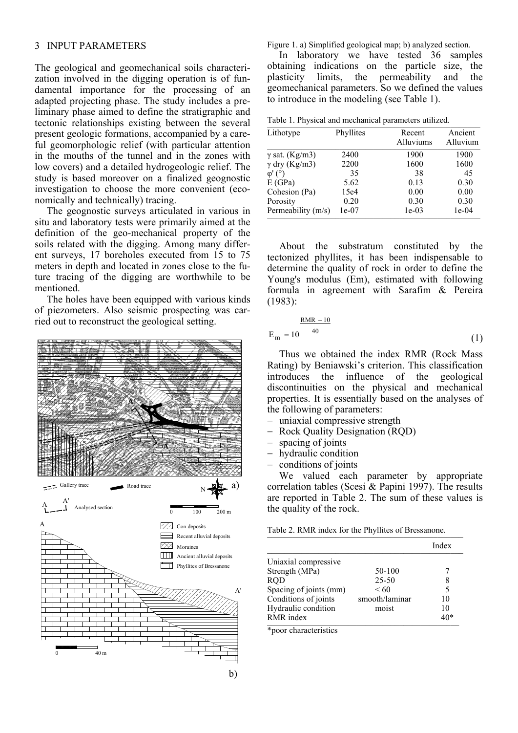## 3 INPUT PARAMETERS

The geological and geomechanical soils characterization involved in the digging operation is of fundamental importance for the processing of an adapted projecting phase. The study includes a preliminary phase aimed to define the stratigraphic and tectonic relationships existing between the several present geologic formations, accompanied by a careful geomorphologic relief (with particular attention in the mouths of the tunnel and in the zones with low covers) and a detailed hydrogeologic relief. The study is based moreover on a finalized geognostic investigation to choose the more convenient (economically and technically) tracing.

The geognostic surveys articulated in various in situ and laboratory tests were primarily aimed at the definition of the geo-mechanical property of the soils related with the digging. Among many different surveys, 17 boreholes executed from 15 to 75 meters in depth and located in zones close to the future tracing of the digging are worthwhile to be mentioned.

The holes have been equipped with various kinds of piezometers. Also seismic prospecting was carried out to reconstruct the geological setting.

Figure 1. a) Simplified geological map; b) analyzed section.

In laboratory we have tested 36 samples obtaining indications on the particle size, the plasticity limits, the permeability and the geomechanical parameters. So we defined the values to introduce in the modeling (see Table 1).

Table 1. Physical and mechanical parameters utilized.

| Lithotype | Phyllites | Recent Alluviums | Ancient Alluvium |
|---|---|---|---|
| γ sat. (Kg/m3) | 2400 | 1900 | 1900 |
| γ dry (Kg/m3) | 2200 | 1600 | 1600 |
| φ' (°) | 35 | 38 | 45 |
| E (GPa) | 5.62 | 0.13 | 0.30 |
| Cohesion (Pa) | 15e4 | 0.00 | 0.00 |
| Porosity | 0.20 | 0.30 | 0.30 |
| Permeability (m/s) | 1e-07 | 1e-03 | 1e-04 |

About the substratum constituted by the tectonized phyllites, it has been indispensable to determine the quality of rock in order to define the Young's modulus (Em), estimated with following formula in agreement with Sarafim & Pereira (1983):

$$E_m = 10^{\frac{RMR - 10}{40}} \tag{1}$$

Thus we obtained the index RMR (Rock Mass Rating) by Beniawski's criterion. This classification introduces the influence of the geological discontinuities on the physical and mechanical properties. It is essentially based on the analyses of the following of parameters:

- uniaxial compressive strength
- Rock Quality Designation (RQD)
- spacing of joints
- hydraulic condition
- conditions of joints

We valued each parameter by appropriate correlation tables (Scesi & Papini 1997). The results are reported in Table 2. The sum of these values is the quality of the rock.

Table 2. RMR index for the Phyllites of Bressanone.

| | | Index |
|---|---|---|
| Uniaxial compressive Strength (MPa) | 50-100 | 7 |
| RQD | 25-50 | 8 |
| Spacing of joints (mm) | < 60 | 5 |
| Conditions of joints | smooth/laminar | 10 |
| Hydraulic condition | moist | 10 |
| RMR index | | 40* |

*poor characteristics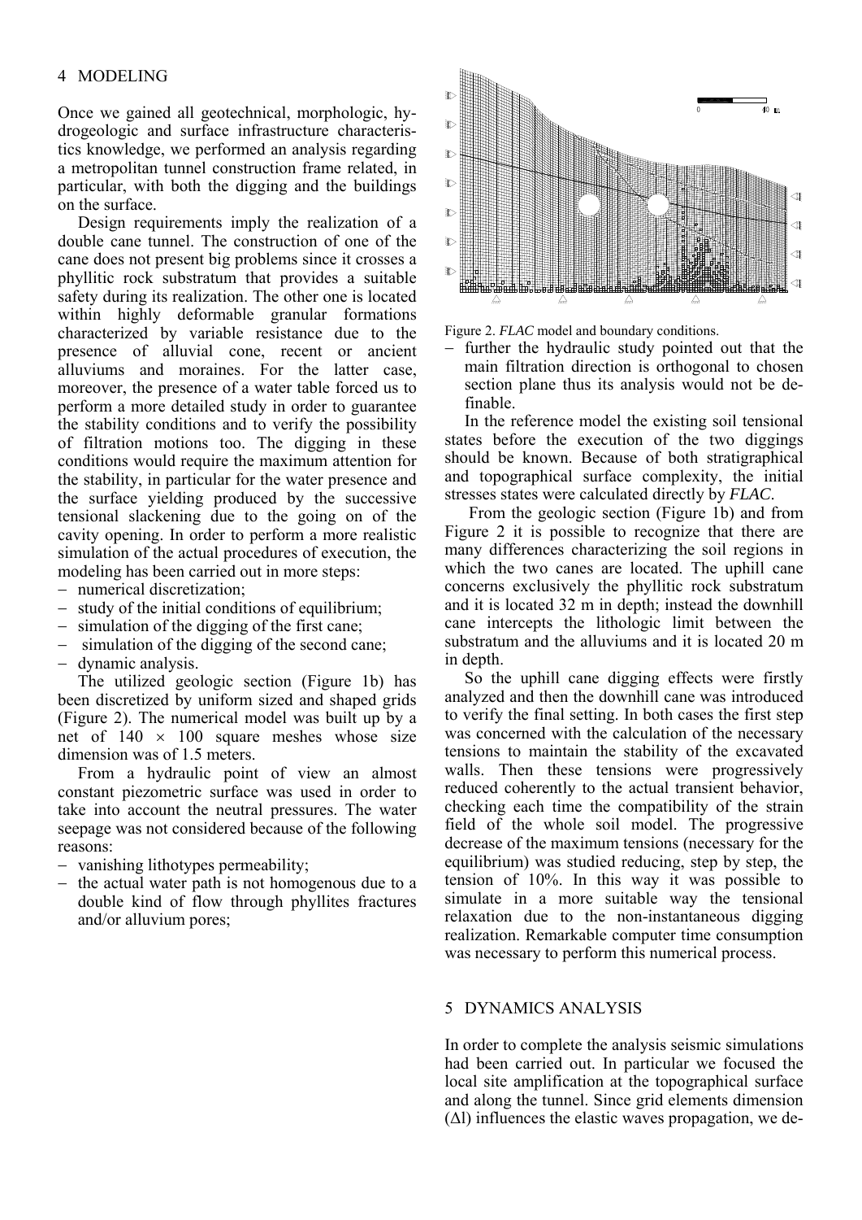## 4 MODELING

Once we gained all geotechnical, morphologic, hydrogeologic and surface infrastructure characteristics knowledge, we performed an analysis regarding a metropolitan tunnel construction frame related, in particular, with both the digging and the buildings on the surface.

Design requirements imply the realization of a double cane tunnel. The construction of one of the cane does not present big problems since it crosses a phyllitic rock substratum that provides a suitable safety during its realization. The other one is located within highly deformable granular formations characterized by variable resistance due to the presence of alluvial cone, recent or ancient alluviums and moraines. For the latter case, moreover, the presence of a water table forced us to perform a more detailed study in order to guarantee the stability conditions and to verify the possibility of filtration motions too. The digging in these conditions would require the maximum attention for the stability, in particular for the water presence and the surface yielding produced by the successive tensional slackening due to the going on of the cavity opening. In order to perform a more realistic simulation of the actual procedures of execution, the modeling has been carried out in more steps:

- numerical discretization;
- study of the initial conditions of equilibrium;
- simulation of the digging of the first cane;
- simulation of the digging of the second cane;
- dynamic analysis.

The utilized geologic section (Figure 1b) has been discretized by uniform sized and shaped grids (Figure 2). The numerical model was built up by a net of 140 × 100 square meshes whose size dimension was of 1.5 meters.

From a hydraulic point of view an almost constant piezometric surface was used in order to take into account the neutral pressures. The water seepage was not considered because of the following reasons:

- vanishing lithotypes permeability;
- the actual water path is not homogenous due to a double kind of flow through phyllites fractures and/or alluvium pores;

Figure 2. *FLAC* model and boundary conditions.

- further the hydraulic study pointed out that the main filtration direction is orthogonal to chosen section plane thus its analysis would not be definable.

In the reference model the existing soil tensional states before the execution of the two diggings should be known. Because of both stratigraphical and topographical surface complexity, the initial stresses states were calculated directly by *FLAC*.

From the geologic section (Figure 1b) and from Figure 2 it is possible to recognize that there are many differences characterizing the soil regions in which the two canes are located. The uphill cane concerns exclusively the phyllitic rock substratum and it is located 32 m in depth; instead the downhill cane intercepts the lithologic limit between the substratum and the alluviums and it is located 20 m in depth.

So the uphill cane digging effects were firstly analyzed and then the downhill cane was introduced to verify the final setting. In both cases the first step was concerned with the calculation of the necessary tensions to maintain the stability of the excavated walls. Then these tensions were progressively reduced coherently to the actual transient behavior, checking each time the compatibility of the strain field of the whole soil model. The progressive decrease of the maximum tensions (necessary for the equilibrium) was studied reducing, step by step, the tension of 10%. In this way it was possible to simulate in a more suitable way the tensional relaxation due to the non-instantaneous digging realization. Remarkable computer time consumption was necessary to perform this numerical process.

## 5 DYNAMICS ANALYSIS

In order to complete the analysis seismic simulations had been carried out. In particular we focused the local site amplification at the topographical surface and along the tunnel. Since grid elements dimension ($\Delta l$) influences the elastic waves propagation, we de-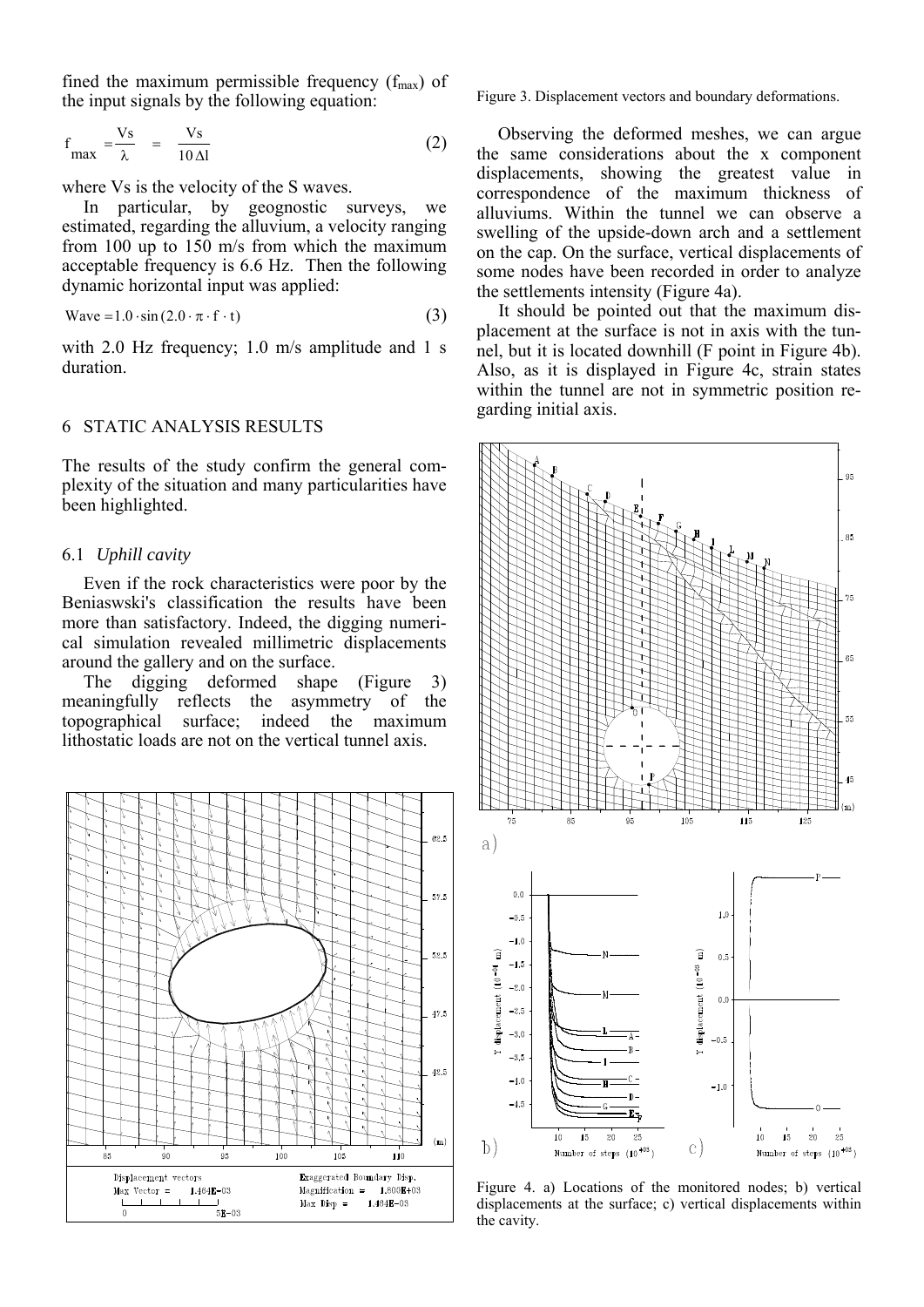fined the maximum permissible frequency ($f_{max}$) of the input signals by the following equation:

$$f_{max} = \frac{Vs}{\lambda} = \frac{Vs}{10\,\Delta l} \tag{2}$$

where Vs is the velocity of the S waves.

In particular, by geognostic surveys, we estimated, regarding the alluvium, a velocity ranging from 100 up to 150 m/s from which the maximum acceptable frequency is 6.6 Hz. Then the following dynamic horizontal input was applied:

$$\text{Wave} = 1.0 \cdot \sin(2.0 \cdot \pi \cdot f \cdot t) \tag{3}$$

with 2.0 Hz frequency; 1.0 m/s amplitude and 1 s duration.

## 6 STATIC ANALYSIS RESULTS

The results of the study confirm the general complexity of the situation and many particularities have been highlighted.

### 6.1 *Uphill cavity*

Even if the rock characteristics were poor by the Beniaswski's classification the results have been more than satisfactory. Indeed, the digging numerical simulation revealed millimetric displacements around the gallery and on the surface.

The digging deformed shape (Figure 3) meaningfully reflects the asymmetry of the topographical surface; indeed the maximum lithostatic loads are not on the vertical tunnel axis.

Figure 3. Displacement vectors and boundary deformations.

Observing the deformed meshes, we can argue the same considerations about the x component displacements, showing the greatest value in correspondence of the maximum thickness of alluviums. Within the tunnel we can observe a swelling of the upside-down arch and a settlement on the cap. On the surface, vertical displacements of some nodes have been recorded in order to analyze the settlements intensity (Figure 4a).

It should be pointed out that the maximum displacement at the surface is not in axis with the tunnel, but it is located downhill (F point in Figure 4b). Also, as it is displayed in Figure 4c, strain states within the tunnel are not in symmetric position regarding initial axis.

Figure 4. a) Locations of the monitored nodes; b) vertical displacements at the surface; c) vertical displacements within the cavity.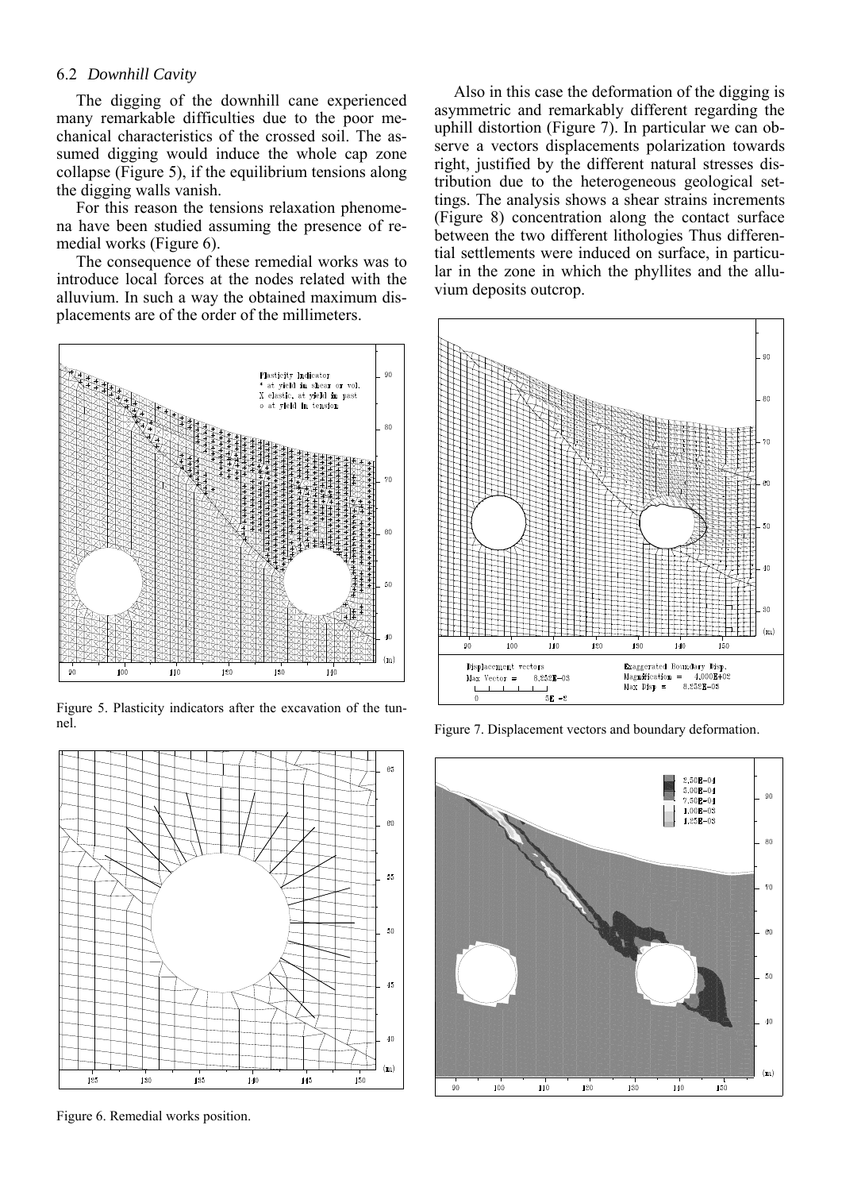### 6.2 *Downhill Cavity*

The digging of the downhill cane experienced many remarkable difficulties due to the poor mechanical characteristics of the crossed soil. The assumed digging would induce the whole cap zone collapse (Figure 5), if the equilibrium tensions along the digging walls vanish.

For this reason the tensions relaxation phenomena have been studied assuming the presence of remedial works (Figure 6).

The consequence of these remedial works was to introduce local forces at the nodes related with the alluvium. In such a way the obtained maximum displacements are of the order of the millimeters.

Figure 5. Plasticity indicators after the excavation of the tunnel.

Figure 6. Remedial works position.

Also in this case the deformation of the digging is asymmetric and remarkably different regarding the uphill distortion (Figure 7). In particular we can observe a vectors displacements polarization towards right, justified by the different natural stresses distribution due to the heterogeneous geological settings. The analysis shows a shear strains increments (Figure 8) concentration along the contact surface between the two different lithologies Thus differential settlements were induced on surface, in particular in the zone in which the phyllites and the alluvium deposits outcrop.

Figure 7. Displacement vectors and boundary deformation.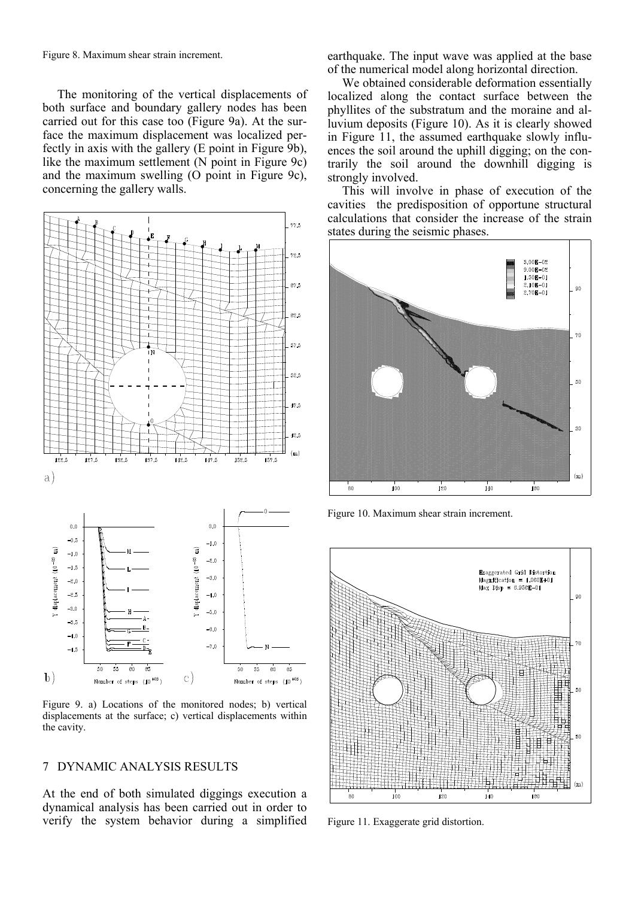Figure 8. Maximum shear strain increment.

The monitoring of the vertical displacements of both surface and boundary gallery nodes has been carried out for this case too (Figure 9a). At the surface the maximum displacement was localized perfectly in axis with the gallery (E point in Figure 9b), like the maximum settlement (N point in Figure 9c) and the maximum swelling (O point in Figure 9c), concerning the gallery walls.

Figure 9. a) Locations of the monitored nodes; b) vertical displacements at the surface; c) vertical displacements within the cavity.

## 7 DYNAMIC ANALYSIS RESULTS

At the end of both simulated diggings execution a dynamical analysis has been carried out in order to verify the system behavior during a simplified earthquake. The input wave was applied at the base of the numerical model along horizontal direction.

We obtained considerable deformation essentially localized along the contact surface between the phyllites of the substratum and the moraine and alluvium deposits (Figure 10). As it is clearly showed in Figure 11, the assumed earthquake slowly influences the soil around the uphill digging; on the contrarily the soil around the downhill digging is strongly involved.

This will involve in phase of execution of the cavities the predisposition of opportune structural calculations that consider the increase of the strain states during the seismic phases.

Figure 10. Maximum shear strain increment.

Figure 11. Exaggerate grid distortion.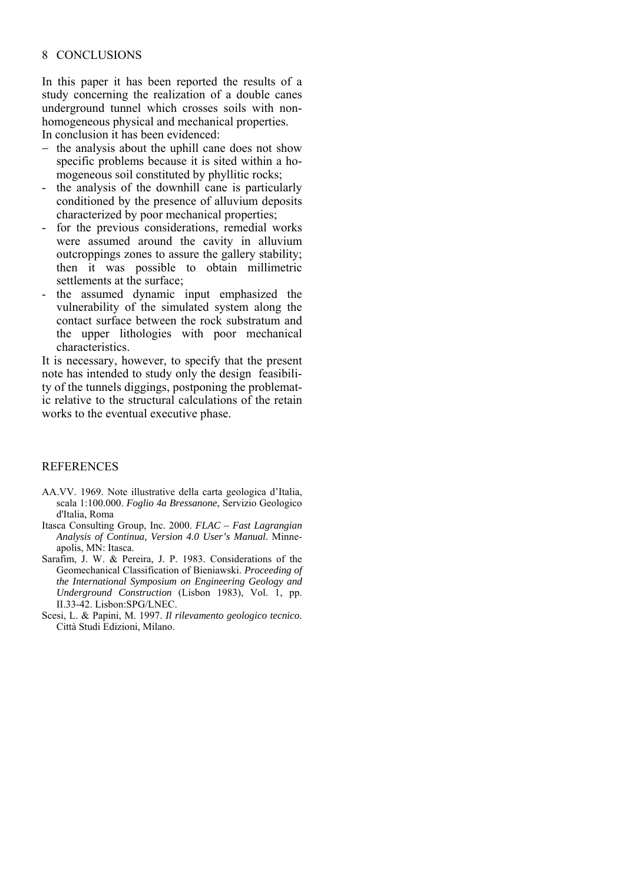## 8 CONCLUSIONS

In this paper it has been reported the results of a study concerning the realization of a double canes underground tunnel which crosses soils with non-homogeneous physical and mechanical properties.

In conclusion it has been evidenced:

- the analysis about the uphill cane does not show specific problems because it is sited within a homogeneous soil constituted by phyllitic rocks;
- the analysis of the downhill cane is particularly conditioned by the presence of alluvium deposits characterized by poor mechanical properties;
- for the previous considerations, remedial works were assumed around the cavity in alluvium outcroppings zones to assure the gallery stability; then it was possible to obtain millimetric settlements at the surface;
- the assumed dynamic input emphasized the vulnerability of the simulated system along the contact surface between the rock substratum and the upper lithologies with poor mechanical characteristics.

It is necessary, however, to specify that the present note has intended to study only the design feasibility of the tunnels diggings, postponing the problematic relative to the structural calculations of the retain works to the eventual executive phase.

## REFERENCES

AA.VV. 1969. Note illustrative della carta geologica d'Italia, scala 1:100.000. *Foglio 4a Bressanone*, Servizio Geologico d'Italia, Roma

Itasca Consulting Group, Inc. 2000. *FLAC – Fast Lagrangian Analysis of Continua, Version 4.0 User's Manual*. Minneapolis, MN: Itasca.

Sarafim, J. W. & Pereira, J. P. 1983. Considerations of the Geomechanical Classification of Bieniawski. *Proceeding of the International Symposium on Engineering Geology and Underground Construction* (Lisbon 1983), Vol. 1, pp. II.33-42. Lisbon:SPG/LNEC.

Scesi, L. & Papini, M. 1997. *Il rilevamento geologico tecnico.* Città Studi Edizioni, Milano.